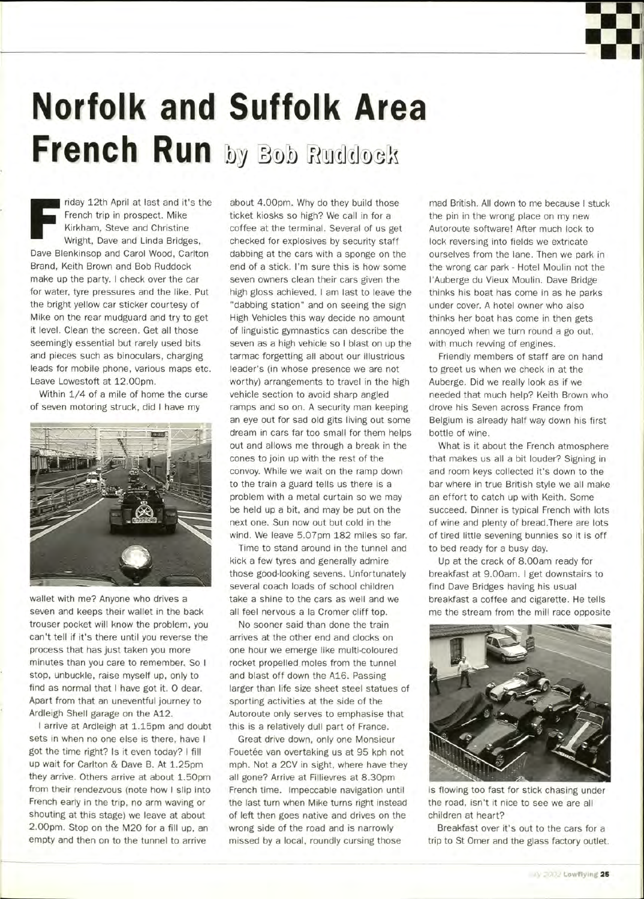# Norfolk and Suffolk Area French Run by Bob Ruddock

Friday 12th April at last and it's the French trip in prospect. Mike Kirkham, Steve and Christine Wright, Dave and Linda Bridges, Dave Blenkinsop and Carol Wood, Carlton Brand, Keith Brown and Bob Ruddock make up the party. I check over the car for water, tyre pressures and the like. Put the bright yellow car sticker courtesy of Mike on the rear mudguard and try to get it level. Clean the screen. Get all those seemingly essential but rarely used bits and pieces such as binoculars, charging leads for mobile phone, various maps etc. Leave Lowestoft at 12.00pm.

Within 1/4 of a mile of home the curse of seven motoring struck, did I have my wallet with me? Anyone who drives a seven and keeps their wallet in the back trouser pocket will know the problem, you can't tell if it's there until you reverse the process that has just taken you more minutes than you care to remember. So I stop, unbuckle, raise myself up, only to find as normal that I have got it. O dear. Apart from that an uneventful journey to Ardleigh Shell garage on the A12.

I arrive at Ardleigh at 1.15pm and doubt sets in when no one else is there, have I got the time right? Is it even today? I fill up wait for Carlton & Dave B. At 1.25pm they arrive. Others arrive at about 1.50pm from their rendezvous (note how I slip into French early in the trip, no arm waving or shouting at this stage) we leave at about 2.00pm. Stop on the M20 for a fill up, an empty and then on to the tunnel to arrive about 4.00pm. Why do they build those ticket kiosks so high? We call in for a coffee at the terminal. Several of us get checked for explosives by security staff dabbing at the cars with a sponge on the end of a stick. I'm sure this is how some seven owners clean their cars given the high gloss achieved. I am last to leave the "dabbing station" and on seeing the sign High Vehicles this way decide no amount of linguistic gymnastics can describe the seven as a high vehicle so I blast on up the tarmac forgetting all about our illustrious leader's (in whose presence we are not worthy) arrangements to travel in the high vehicle section to avoid sharp angled ramps and so on. A security man keeping an eye out for sad old gits living out some dream in cars far too small for them helps out and allows me through a break in the cones to join up with the rest of the convoy. While we wait on the ramp down to the train a guard tells us there is a problem with a metal curtain so we may be held up a bit, and may be put on the next one. Sun now out but cold in the wind. We leave 5.07pm 182 miles so far.

Time to stand around in the tunnel and kick a few tyres and generally admire those good-looking sevens. Unfortunately several coach loads of school children take a shine to the cars as well and we all feel nervous a la Cromer cliff top.

No sooner said than done the train arrives at the other end and clocks on one hour we emerge like multi-coloured rocket propelled moles from the tunnel and blast off down the A16. Passing larger than life size sheet steel statues of sporting activities at the side of the Autoroute only serves to emphasise that this is a relatively dull part of France.

Great drive down, only one Monsieur Fouetée van overtaking us at 95 kph not mph. Not a 2CV in sight, where have they all gone? Arrive at Fillievres at 8.30pm French time. Impeccable navigation until the last turn when Mike turns right instead of left then goes native and drives on the wrong side of the road and is narrowly missed by a local, roundly cursing those mad British. All down to me because I stuck the pin in the wrong place on my new Autoroute software! After much lock to lock reversing into fields we extricate ourselves from the lane. Then we park in the wrong car park - Hotel Moulin not the l'Auberge du Vieux Moulin. Dave Bridge thinks his boat has come in as he parks under cover. A hotel owner who also thinks her boat has come in then gets annoyed when we turn round a go out, with much revving of engines.

Friendly members of staff are on hand to greet us when we check in at the Auberge. Did we really look as if we needed that much help? Keith Brown who drove his Seven across France from Belgium is already half way down his first bottle of wine.

What is it about the French atmosphere that makes us all a bit louder? Signing in and room keys collected it's down to the bar where in true British style we all make an effort to catch up with Keith. Some succeed. Dinner is typical French with lots of wine and plenty of bread.There are lots of tired little sevening bunnies so it is off to bed ready for a busy day.

Up at the crack of 8.00am ready for breakfast at 9.00am. I get downstairs to find Dave Bridges having his usual breakfast a coffee and cigarette. He tells me the stream from the mill race opposite is flowing too fast for stick chasing under the road, isn't it nice to see we are all children at heart?

Breakfast over it's out to the cars for a trip to St Omer and the glass factory outlet.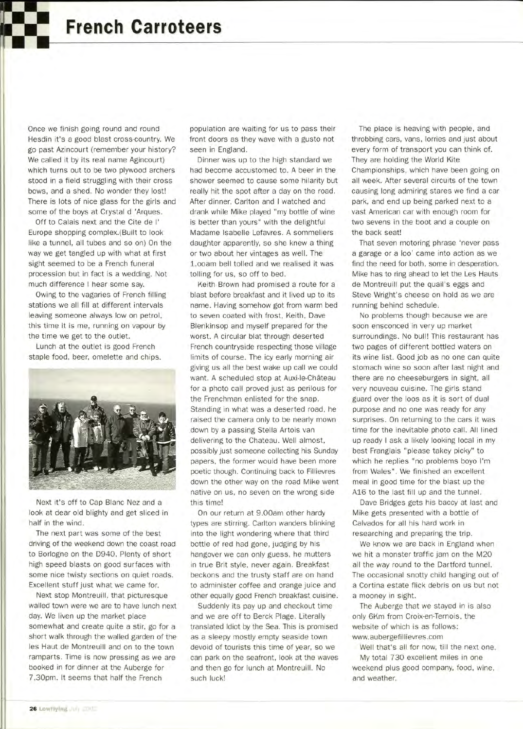# French Carroteers

Once we finish going round and round Hesdin it's a good blast cross-country. We go past Azincourt (remember your history? We called it by its real name Agincourt) which turns out to be two plywood archers stood in a field struggling with their cross bows, and a shed. No wonder they lost! There is lots of nice glass for the girls and some of the boys at Crystal d 'Arques.

Off to Calais next and the Cite de l' Europe shopping complex.(Built to look like a tunnel, all tubes and so on) On the way we get tangled up with what at first sight seemed to be a French funeral procession but in fact is a wedding. Not much difference I hear some say.

Owing to the vagaries of French filling stations we all fill at different intervals leaving someone always low on petrol, this time it is me, running on vapour by the time we get to the outlet.

Lunch at the outlet is good French staple food, beer, omelette and chips.

Next it's off to Cap Blanc Nez and a look at dear old blighty and get sliced in half in the wind.

The next part was some of the best driving of the weekend down the coast road to Borlogne on the D940. Plenty of short high speed blasts on good surfaces with some nice twisty sections on quiet roads. Excellent stuff just what we came for.

Next stop Montreuill, that picturesque walled town were we are to have lunch next day. We liven up the market place somewhat and create quite a stir, go for a short walk through the walled garden of the les Haut de Montreuill and on to the town ramparts. Time is now pressing as we are booked in for dinner at the Auberge for 7.30pm. It seems that half the French population are waiting for us to pass their front doors as they wave with a gusto not seen in England.

Dinner was up to the high standard we had become accustomed to. A beer in the shower seemed to cause some hilarity but really hit the spot after a day on the road. After dinner, Carlton and I watched and drank while Mike played "my bottle of wine is better than yours" with the delightful Madame Isabelle Lefavres. A sommeliers daughter apparently, so she knew a thing or two about her vintages as well. The 1.ooam bell tolled and we realised it was tolling for us, so off to bed.

Keith Brown had promised a route for a blast before breakfast and it lived up to its name. Having somehow got from warm bed to seven coated with frost, Keith, Dave Blenkinsop and myself prepared for the worst. A circular blat through deserted French countryside respecting those village limits of course. The icy early morning air giving us all the best wake up call we could want. A scheduled stop at Auxi-le-Château for a photo call proved just as perilous for the Frenchman enlisted for the snap. Standing in what was a deserted road, he raised the camera only to be nearly mown down by a passing Stella Artois van delivering to the Chateau. Well almost, possibly just someone collecting his Sunday papers, the former would have been more poetic though. Continuing back to Fillievres down the other way on the road Mike went native on us, no seven on the wrong side this time!

On our return at 9.00am other hardy types are stirring. Carlton wanders blinking into the light wondering where that third bottle of red had gone, judging by his hangover we can only guess, he mutters in true Brit style, never again. Breakfast beckons and the trusty staff are on hand to administer coffee and orange juice and other equally good French breakfast cuisine.

Suddenly its pay up and checkout time and we are off to Berck Plage. Literally translated Idiot by the Sea. This is promised as a sleepy mostly empty seaside town devoid of tourists this time of year, so we can park on the seafront, look at the waves and then go for lunch at Montreuill. No such luck!

The place is heaving with people, and throbbing cars, vans, lorries and just about every form of transport you can think of. They are holding the World Kite Championships, which have been going on all week. After several circuits of the town causing long admiring stares we find a car park, and end up being parked next to a vast American car with enough room for two sevens in the boot and a couple on the back seat!

That seven motoring phrase 'never pass a garage or a loo' came into action as we find the need for both, some in desperation. Mike has to ring ahead to let the Les Hauts de Montreuill put the quail's eggs and Steve Wright's cheese on hold as we are running behind schedule.

No problems though because we are soon ensconced in very up market surroundings. No bull! This restaurant has two pages of different bottled waters on its wine list. Good job as no one can quite stomach wine so soon after last night and there are no cheeseburgers in sight, all very nouveau cuisine. The girls stand guard over the loos as it is sort of dual purpose and no one was ready for any surprises. On returning to the cars it was time for the inevitable photo call. All lined up ready I ask a likely looking local in my best Franglais "please takey picky" to which he replies "no problems boyo I'm from Wales". We finished an excellent meal in good time for the blast up the A16 to the last fill up and the tunnel.

Dave Bridges gets his baccy at last and Mike gets presented with a bottle of Calvados for all his hard work in researching and preparing the trip.

We know we are back in England when we hit a monster traffic jam on the M20 all the way round to the Dartford tunnel. The occasional snotty child hanging out of a Cortina estate flick debris on us but not a mooney in sight.

The Auberge that we stayed in is also only 6Km from Croix-en-Ternois, the website of which is as follows: www.aubergefillievres.com

Well that's all for now, till the next one.

My total 730 excellent miles in one weekend plus good company, food, wine, and weather.